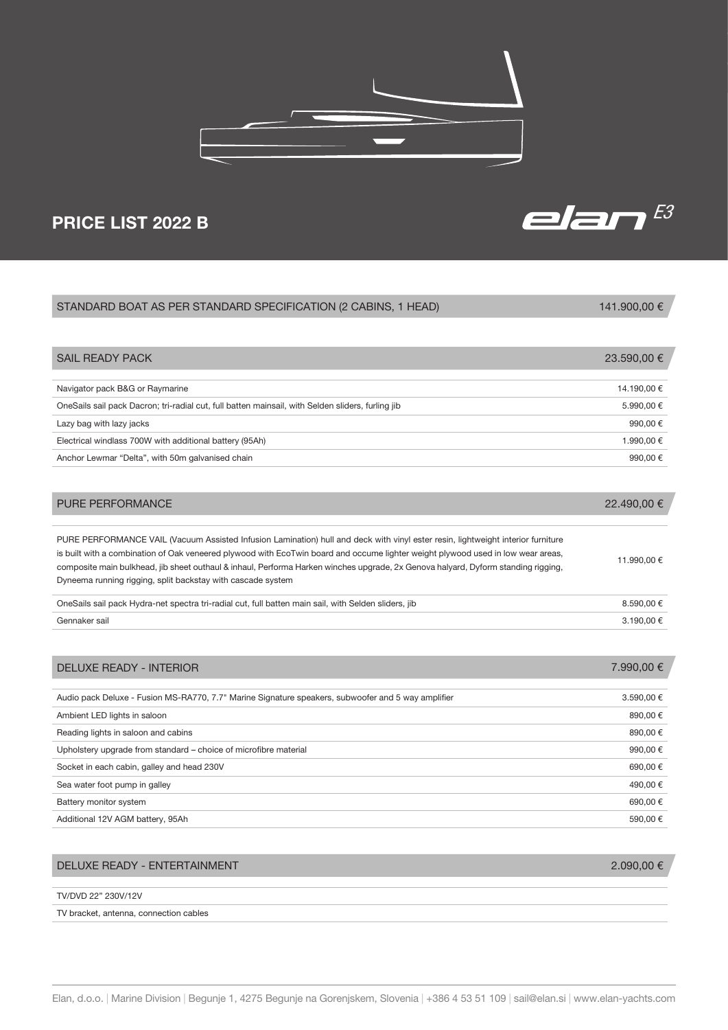# PRICE LIST 2022 B

elan E3

| STANDARD BOAT AS PER STANDARD SPECIFICATION (2 CABINS, 1 HEAD) | 141.900,00 € |
|---|---|

| SAIL READY PACK | 23.590,00 € |
|---|---|
| Navigator pack B&G or Raymarine | 14.190,00 € |
| OneSails sail pack Dacron; tri-radial cut, full batten mainsail, with Selden sliders, furling jib | 5.990,00 € |
| Lazy bag with lazy jacks | 990,00 € |
| Electrical windlass 700W with additional battery (95Ah) | 1.990,00 € |
| Anchor Lewmar “Delta”, with 50m galvanised chain | 990,00 € |

| PURE PERFORMANCE | 22.490,00 € |
|---|---|
| PURE PERFORMANCE VAIL (Vacuum Assisted Infusion Lamination) hull and deck with vinyl ester resin, lightweight interior furniture is built with a combination of Oak veneered plywood with EcoTwin board and occume lighter weight plywood used in low wear areas, composite main bulkhead, jib sheet outhaul & inhaul, Performa Harken winches upgrade, 2x Genova halyard, Dyform standing rigging, Dyneema running rigging, split backstay with cascade system | 11.990,00 € |
| OneSails sail pack Hydra-net spectra tri-radial cut, full batten main sail, with Selden sliders, jib | 8.590,00 € |
| Gennaker sail | 3.190,00 € |

| DELUXE READY - INTERIOR | 7.990,00 € |
|---|---|
| Audio pack Deluxe - Fusion MS-RA770, 7.7" Marine Signature speakers, subwoofer and 5 way amplifier | 3.590,00 € |
| Ambient LED lights in saloon | 890,00 € |
| Reading lights in saloon and cabins | 890,00 € |
| Upholstery upgrade from standard – choice of microfibre material | 990,00 € |
| Socket in each cabin, galley and head 230V | 690,00 € |
| Sea water foot pump in galley | 490,00 € |
| Battery monitor system | 690,00 € |
| Additional 12V AGM battery, 95Ah | 590,00 € |

| DELUXE READY - ENTERTAINMENT | 2.090,00 € |
|---|---|
| TV/DVD 22” 230V/12V | |
| TV bracket, antenna, connection cables | |

Elan, d.o.o. | Marine Division | Begunje 1, 4275 Begunje na Gorenjskem, Slovenia | +386 4 53 51 109 | sail@elan.si | www.elan-yachts.com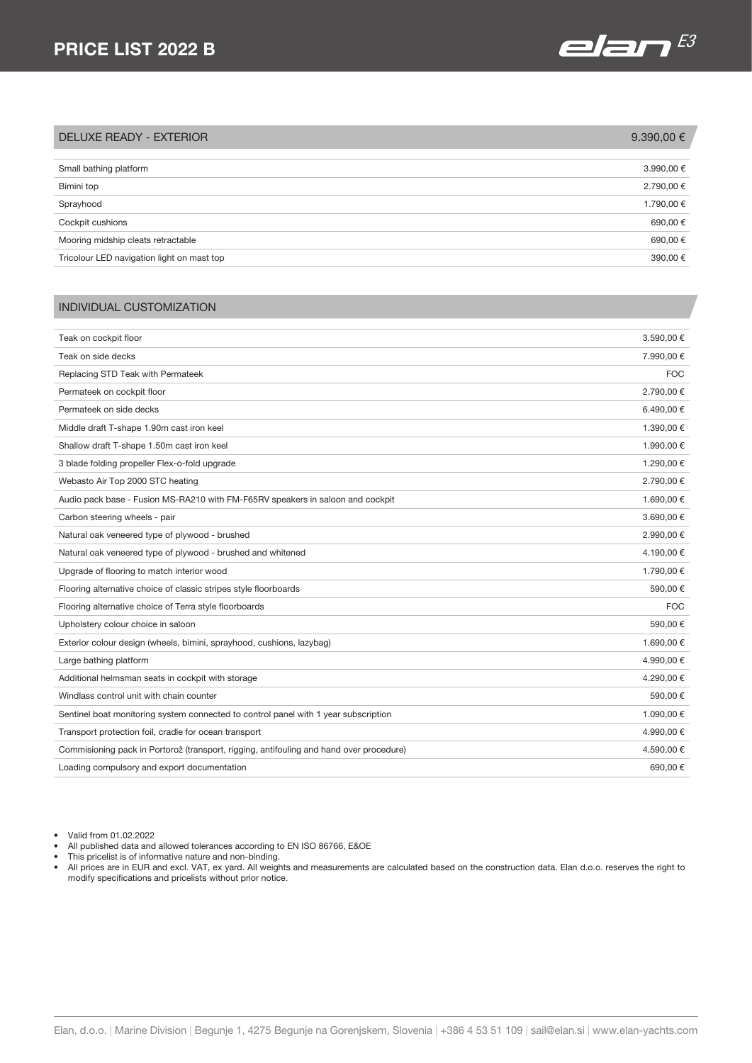## DELUXE READY - EXTERIOR

| DELUXE READY - EXTERIOR | 9.390,00 € |
| --- | --- |
| Small bathing platform | 3.990,00 € |
| Bimini top | 2.790,00 € |
| Sprayhood | 1.790,00 € |
| Cockpit cushions | 690,00 € |
| Mooring midship cleats retractable | 690,00 € |
| Tricolour LED navigation light on mast top | 390,00 € |

## INDIVIDUAL CUSTOMIZATION

| | |
| --- | --- |
| Teak on cockpit floor | 3.590,00 € |
| Teak on side decks | 7.990,00 € |
| Replacing STD Teak with Permateek | FOC |
| Permateek on cockpit floor | 2.790,00 € |
| Permateek on side decks | 6.490,00 € |
| Middle draft T-shape 1.90m cast iron keel | 1.390,00 € |
| Shallow draft T-shape 1.50m cast iron keel | 1.990,00 € |
| 3 blade folding propeller Flex-o-fold upgrade | 1.290,00 € |
| Webasto Air Top 2000 STC heating | 2.790,00 € |
| Audio pack base - Fusion MS-RA210 with FM-F65RV speakers in saloon and cockpit | 1.690,00 € |
| Carbon steering wheels - pair | 3.690,00 € |
| Natural oak veneered type of plywood - brushed | 2.990,00 € |
| Natural oak veneered type of plywood - brushed and whitened | 4.190,00 € |
| Upgrade of flooring to match interior wood | 1.790,00 € |
| Flooring alternative choice of classic stripes style floorboards | 590,00 € |
| Flooring alternative choice of Terra style floorboards | FOC |
| Upholstery colour choice in saloon | 590,00 € |
| Exterior colour design (wheels, bimini, sprayhood, cushions, lazybag) | 1.690,00 € |
| Large bathing platform | 4.990,00 € |
| Additional helmsman seats in cockpit with storage | 4.290,00 € |
| Windlass control unit with chain counter | 590,00 € |
| Sentinel boat monitoring system connected to control panel with 1 year subscription | 1.090,00 € |
| Transport protection foil, cradle for ocean transport | 4.990,00 € |
| Commisioning pack in Portorož (transport, rigging, antifouling and hand over procedure) | 4.590,00 € |
| Loading compulsory and export documentation | 690,00 € |

- Valid from 01.02.2022
- All published data and allowed tolerances according to EN ISO 86766, E&OE
- This pricelist is of informative nature and non-binding.
- All prices are in EUR and excl. VAT, ex yard. All weights and measurements are calculated based on the construction data. Elan d.o.o. reserves the right to modify specifications and pricelists without prior notice.